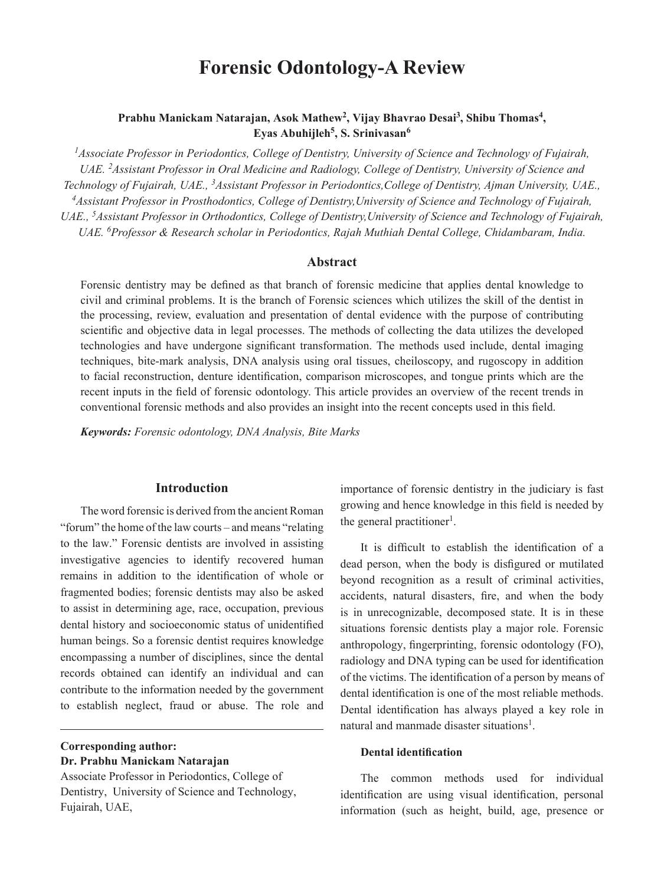# Forensic Odontology-A Review

**Prabhu Manickam Natarajan, Asok Mathew[2], Vijay Bhavrao Desai[3], Shibu Thomas[4], Eyas Abuhijleh[5], S. Srinivasan[6]**

*[1]Associate Professor in Periodontics, College of Dentistry, University of Science and Technology of Fujairah, UAE. [2]Assistant Professor in Oral Medicine and Radiology, College of Dentistry, University of Science and Technology of Fujairah, UAE., [3]Assistant Professor in Periodontics,College of Dentistry, Ajman University, UAE., [4]Assistant Professor in Prosthodontics, College of Dentistry,University of Science and Technology of Fujairah, UAE., [5]Assistant Professor in Orthodontics, College of Dentistry,University of Science and Technology of Fujairah, UAE. [6]Professor & Research scholar in Periodontics, Rajah Muthiah Dental College, Chidambaram, India.*

## Abstract

Forensic dentistry may be defined as that branch of forensic medicine that applies dental knowledge to civil and criminal problems. It is the branch of Forensic sciences which utilizes the skill of the dentist in the processing, review, evaluation and presentation of dental evidence with the purpose of contributing scientific and objective data in legal processes. The methods of collecting the data utilizes the developed technologies and have undergone significant transformation. The methods used include, dental imaging techniques, bite-mark analysis, DNA analysis using oral tissues, cheiloscopy, and rugoscopy in addition to facial reconstruction, denture identification, comparison microscopes, and tongue prints which are the recent inputs in the field of forensic odontology. This article provides an overview of the recent trends in conventional forensic methods and also provides an insight into the recent concepts used in this field.

***Keywords:*** *Forensic odontology, DNA Analysis, Bite Marks*

## Introduction

The word forensic is derived from the ancient Roman "forum" the home of the law courts – and means "relating to the law." Forensic dentists are involved in assisting investigative agencies to identify recovered human remains in addition to the identification of whole or fragmented bodies; forensic dentists may also be asked to assist in determining age, race, occupation, previous dental history and socioeconomic status of unidentified human beings. So a forensic dentist requires knowledge encompassing a number of disciplines, since the dental records obtained can identify an individual and can contribute to the information needed by the government to establish neglect, fraud or abuse. The role and importance of forensic dentistry in the judiciary is fast growing and hence knowledge in this field is needed by the general practitioner[1].

It is difficult to establish the identification of a dead person, when the body is disfigured or mutilated beyond recognition as a result of criminal activities, accidents, natural disasters, fire, and when the body is in unrecognizable, decomposed state. It is in these situations forensic dentists play a major role. Forensic anthropology, fingerprinting, forensic odontology (FO), radiology and DNA typing can be used for identification of the victims. The identification of a person by means of dental identification is one of the most reliable methods. Dental identification has always played a key role in natural and manmade disaster situations[1].

### Dental identification

The common methods used for individual identification are using visual identification, personal information (such as height, build, age, presence or

**Corresponding author:**
**Dr. Prabhu Manickam Natarajan**
Associate Professor in Periodontics, College of Dentistry, University of Science and Technology, Fujairah, UAE,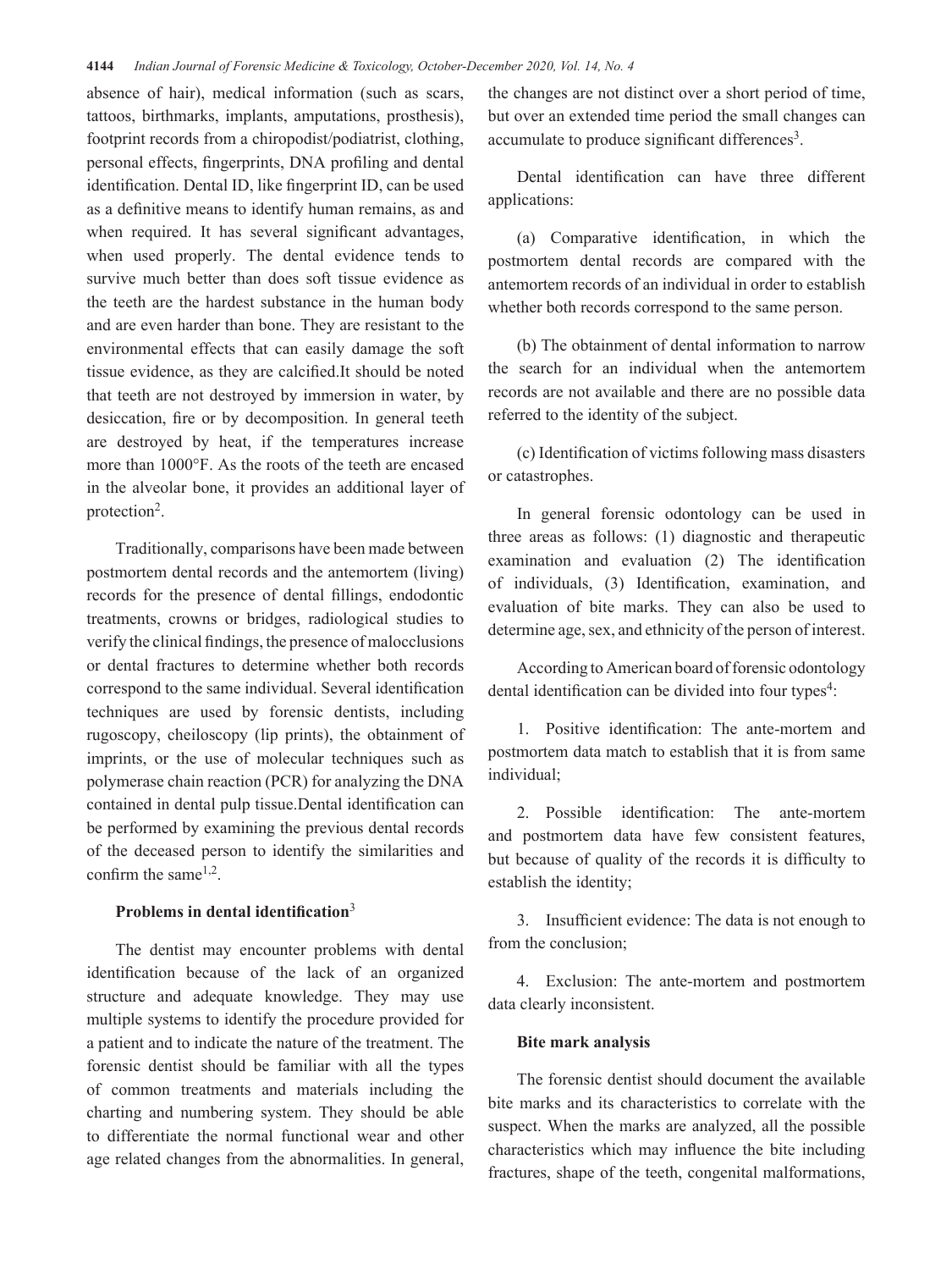absence of hair), medical information (such as scars, tattoos, birthmarks, implants, amputations, prosthesis), footprint records from a chiropodist/podiatrist, clothing, personal effects, fingerprints, DNA profiling and dental identification. Dental ID, like fingerprint ID, can be used as a definitive means to identify human remains, as and when required. It has several significant advantages, when used properly. The dental evidence tends to survive much better than does soft tissue evidence as the teeth are the hardest substance in the human body and are even harder than bone. They are resistant to the environmental effects that can easily damage the soft tissue evidence, as they are calcified.It should be noted that teeth are not destroyed by immersion in water, by desiccation, fire or by decomposition. In general teeth are destroyed by heat, if the temperatures increase more than 1000°F. As the roots of the teeth are encased in the alveolar bone, it provides an additional layer of protection[2].

Traditionally, comparisons have been made between postmortem dental records and the antemortem (living) records for the presence of dental fillings, endodontic treatments, crowns or bridges, radiological studies to verify the clinical findings, the presence of malocclusions or dental fractures to determine whether both records correspond to the same individual. Several identification techniques are used by forensic dentists, including rugoscopy, cheiloscopy (lip prints), the obtainment of imprints, or the use of molecular techniques such as polymerase chain reaction (PCR) for analyzing the DNA contained in dental pulp tissue.Dental identification can be performed by examining the previous dental records of the deceased person to identify the similarities and confirm the same[1,2].

**Problems in dental identification**[3]

The dentist may encounter problems with dental identification because of the lack of an organized structure and adequate knowledge. They may use multiple systems to identify the procedure provided for a patient and to indicate the nature of the treatment. The forensic dentist should be familiar with all the types of common treatments and materials including the charting and numbering system. They should be able to differentiate the normal functional wear and other age related changes from the abnormalities. In general, the changes are not distinct over a short period of time, but over an extended time period the small changes can accumulate to produce significant differences[3].

Dental identification can have three different applications:

(a) Comparative identification, in which the postmortem dental records are compared with the antemortem records of an individual in order to establish whether both records correspond to the same person.

(b) The obtainment of dental information to narrow the search for an individual when the antemortem records are not available and there are no possible data referred to the identity of the subject.

(c) Identification of victims following mass disasters or catastrophes.

In general forensic odontology can be used in three areas as follows: (1) diagnostic and therapeutic examination and evaluation (2) The identification of individuals, (3) Identification, examination, and evaluation of bite marks. They can also be used to determine age, sex, and ethnicity of the person of interest.

According to American board of forensic odontology dental identification can be divided into four types[4]:

1. Positive identification: The ante-mortem and postmortem data match to establish that it is from same individual;

2. Possible identification: The ante-mortem and postmortem data have few consistent features, but because of quality of the records it is difficulty to establish the identity;

3. Insufficient evidence: The data is not enough to from the conclusion;

4. Exclusion: The ante-mortem and postmortem data clearly inconsistent.

**Bite mark analysis**

The forensic dentist should document the available bite marks and its characteristics to correlate with the suspect. When the marks are analyzed, all the possible characteristics which may influence the bite including fractures, shape of the teeth, congenital malformations,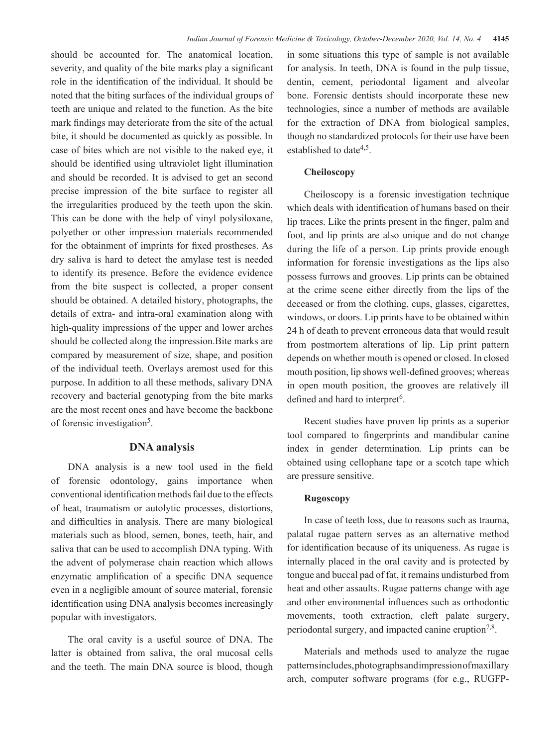should be accounted for. The anatomical location, severity, and quality of the bite marks play a significant role in the identification of the individual. It should be noted that the biting surfaces of the individual groups of teeth are unique and related to the function. As the bite mark findings may deteriorate from the site of the actual bite, it should be documented as quickly as possible. In case of bites which are not visible to the naked eye, it should be identified using ultraviolet light illumination and should be recorded. It is advised to get an second precise impression of the bite surface to register all the irregularities produced by the teeth upon the skin. This can be done with the help of vinyl polysiloxane, polyether or other impression materials recommended for the obtainment of imprints for fixed prostheses. As dry saliva is hard to detect the amylase test is needed to identify its presence. Before the evidence evidence from the bite suspect is collected, a proper consent should be obtained. A detailed history, photographs, the details of extra- and intra-oral examination along with high-quality impressions of the upper and lower arches should be collected along the impression.Bite marks are compared by measurement of size, shape, and position of the individual teeth. Overlays aremost used for this purpose. In addition to all these methods, salivary DNA recovery and bacterial genotyping from the bite marks are the most recent ones and have become the backbone of forensic investigation[5].

## DNA analysis

DNA analysis is a new tool used in the field of forensic odontology, gains importance when conventional identification methods fail due to the effects of heat, traumatism or autolytic processes, distortions, and difficulties in analysis. There are many biological materials such as blood, semen, bones, teeth, hair, and saliva that can be used to accomplish DNA typing. With the advent of polymerase chain reaction which allows enzymatic amplification of a specific DNA sequence even in a negligible amount of source material, forensic identification using DNA analysis becomes increasingly popular with investigators.

The oral cavity is a useful source of DNA. The latter is obtained from saliva, the oral mucosal cells and the teeth. The main DNA source is blood, though in some situations this type of sample is not available for analysis. In teeth, DNA is found in the pulp tissue, dentin, cement, periodontal ligament and alveolar bone. Forensic dentists should incorporate these new technologies, since a number of methods are available for the extraction of DNA from biological samples, though no standardized protocols for their use have been established to date[4,5].

### Cheiloscopy

Cheiloscopy is a forensic investigation technique which deals with identification of humans based on their lip traces. Like the prints present in the finger, palm and foot, and lip prints are also unique and do not change during the life of a person. Lip prints provide enough information for forensic investigations as the lips also possess furrows and grooves. Lip prints can be obtained at the crime scene either directly from the lips of the deceased or from the clothing, cups, glasses, cigarettes, windows, or doors. Lip prints have to be obtained within 24 h of death to prevent erroneous data that would result from postmortem alterations of lip. Lip print pattern depends on whether mouth is opened or closed. In closed mouth position, lip shows well-defined grooves; whereas in open mouth position, the grooves are relatively ill defined and hard to interpret[6].

Recent studies have proven lip prints as a superior tool compared to fingerprints and mandibular canine index in gender determination. Lip prints can be obtained using cellophane tape or a scotch tape which are pressure sensitive.

### Rugoscopy

In case of teeth loss, due to reasons such as trauma, palatal rugae pattern serves as an alternative method for identification because of its uniqueness. As rugae is internally placed in the oral cavity and is protected by tongue and buccal pad of fat, it remains undisturbed from heat and other assaults. Rugae patterns change with age and other environmental influences such as orthodontic movements, tooth extraction, cleft palate surgery, periodontal surgery, and impacted canine eruption[7,8].

Materials and methods used to analyze the rugae patternsincludes,photographsandimpressionofmaxillary arch, computer software programs (for e.g., RUGFP-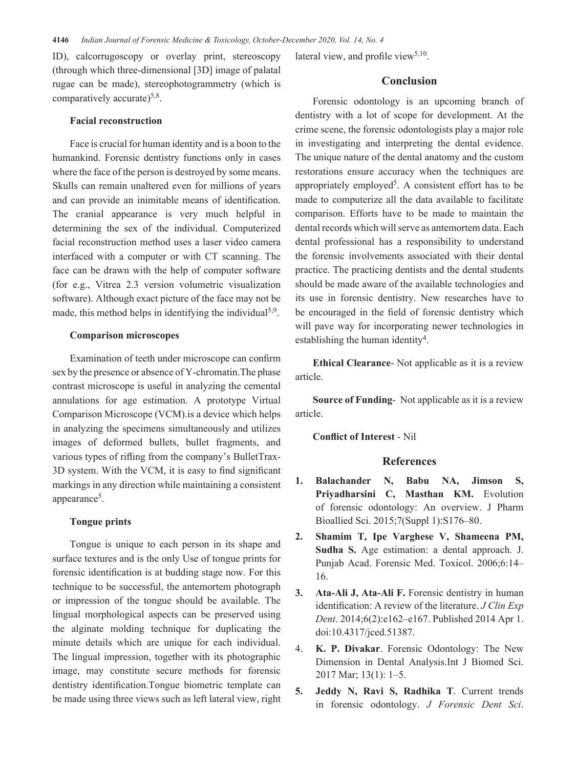ID), calcorrugoscopy or overlay print, stereoscopy (through which three-dimensional [3D] image of palatal rugae can be made), stereophotogrammetry (which is comparatively accurate)[5,8].

### Facial reconstruction

Face is crucial for human identity and is a boon to the humankind. Forensic dentistry functions only in cases where the face of the person is destroyed by some means. Skulls can remain unaltered even for millions of years and can provide an inimitable means of identification. The cranial appearance is very much helpful in determining the sex of the individual. Computerized facial reconstruction method uses a laser video camera interfaced with a computer or with CT scanning. The face can be drawn with the help of computer software (for e.g., Vitrea 2.3 version volumetric visualization software). Although exact picture of the face may not be made, this method helps in identifying the individual[5,9].

### Comparison microscopes

Examination of teeth under microscope can confirm sex by the presence or absence of Y-chromatin.The phase contrast microscope is useful in analyzing the cemental annulations for age estimation. A prototype Virtual Comparison Microscope (VCM).is a device which helps in analyzing the specimens simultaneously and utilizes images of deformed bullets, bullet fragments, and various types of rifling from the company's BulletTrax-3D system. With the VCM, it is easy to find significant markings in any direction while maintaining a consistent appearance[5].

### Tongue prints

Tongue is unique to each person in its shape and surface textures and is the only Use of tongue prints for forensic identification is at budding stage now. For this technique to be successful, the antemortem photograph or impression of the tongue should be available. The lingual morphological aspects can be preserved using the alginate molding technique for duplicating the minute details which are unique for each individual. The lingual impression, together with its photographic image, may constitute secure methods for forensic dentistry identification.Tongue biometric template can be made using three views such as left lateral view, right lateral view, and profile view[5,10].

## Conclusion

Forensic odontology is an upcoming branch of dentistry with a lot of scope for development. At the crime scene, the forensic odontologists play a major role in investigating and interpreting the dental evidence. The unique nature of the dental anatomy and the custom restorations ensure accuracy when the techniques are appropriately employed[5]. A consistent effort has to be made to computerize all the data available to facilitate comparison. Efforts have to be made to maintain the dental records which will serve as antemortem data. Each dental professional has a responsibility to understand the forensic involvements associated with their dental practice. The practicing dentists and the dental students should be made aware of the available technologies and its use in forensic dentistry. New researches have to be encouraged in the field of forensic dentistry which will pave way for incorporating newer technologies in establishing the human identity[4].

**Ethical Clearance**- Not applicable as it is a review article.

**Source of Funding**- Not applicable as it is a review article.

**Conflict of Interest** - Nil

## References

1. **Balachander N, Babu NA, Jimson S, Priyadharsini C, Masthan KM.** Evolution of forensic odontology: An overview. J Pharm Bioallied Sci. 2015;7(Suppl 1):S176–80.
2. **Shamim T, Ipe Varghese V, Shameena PM, Sudha S.** Age estimation: a dental approach. J. Punjab Acad. Forensic Med. Toxicol. 2006;6:14–16.
3. **Ata-Ali J, Ata-Ali F.** Forensic dentistry in human identification: A review of the literature. *J Clin Exp Dent*. 2014;6(2):e162–e167. Published 2014 Apr 1. doi:10.4317/jced.51387.
4. **K. P. Divakar**. Forensic Odontology: The New Dimension in Dental Analysis.Int J Biomed Sci. 2017 Mar; 13(1): 1–5.
5. **Jeddy N, Ravi S, Radhika T**. Current trends in forensic odontology. *J Forensic Dent Sci*.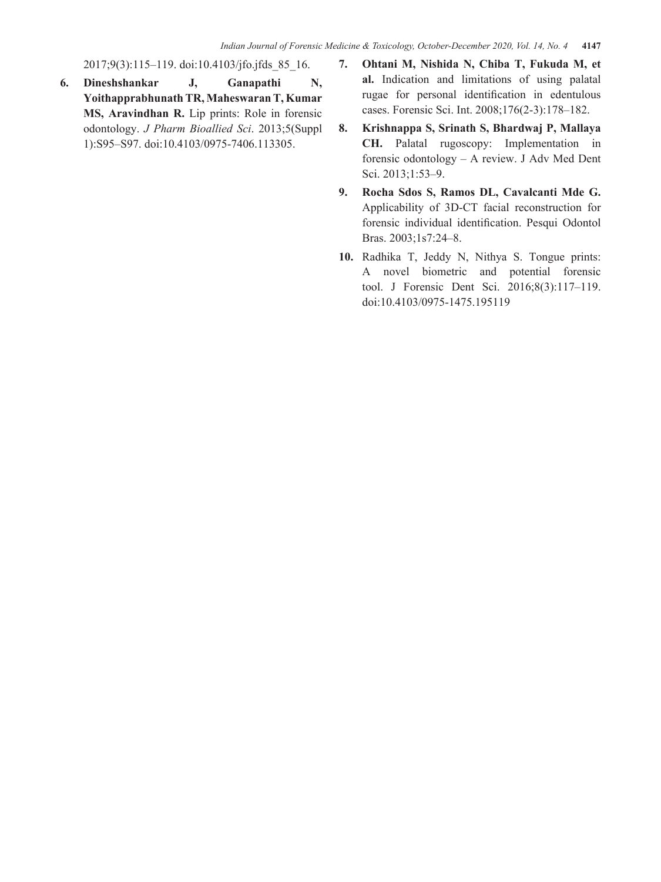2017;9(3):115–119. doi:10.4103/jfo.jfds_85_16.

6. **Dineshshankar J, Ganapathi N, Yoithapprabhunath TR, Maheswaran T, Kumar MS, Aravindhan R.** Lip prints: Role in forensic odontology. *J Pharm Bioallied Sci*. 2013;5(Suppl 1):S95–S97. doi:10.4103/0975-7406.113305.

7. **Ohtani M, Nishida N, Chiba T, Fukuda M, et al.** Indication and limitations of using palatal rugae for personal identification in edentulous cases. Forensic Sci. Int. 2008;176(2-3):178–182.

8. **Krishnappa S, Srinath S, Bhardwaj P, Mallaya CH.** Palatal rugoscopy: Implementation in forensic odontology – A review. J Adv Med Dent Sci. 2013;1:53–9.

9. **Rocha Sdos S, Ramos DL, Cavalcanti Mde G.** Applicability of 3D-CT facial reconstruction for forensic individual identification. Pesqui Odontol Bras. 2003;1s7:24–8.

10. Radhika T, Jeddy N, Nithya S. Tongue prints: A novel biometric and potential forensic tool. J Forensic Dent Sci. 2016;8(3):117–119. doi:10.4103/0975-1475.195119